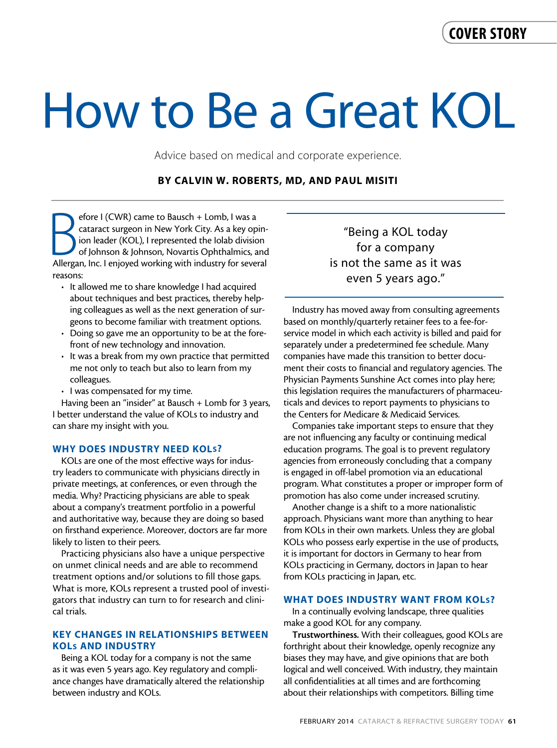# How to Be a Great KOL

Advice based on medical and corporate experience.

**BY CALVIN W. ROBERTS, MD, AND PAUL MISITI**

Before I (CWR) came to Bausch + Lomb, I was a cataract surgeon in New York City. As a key opinion leader (KOL), I represented the Iolab division of Johnson & Johnson, Novartis Ophthalmics, and Allergan, Inc. I enjoyed working with industry for several reasons:

- It allowed me to share knowledge I had acquired about techniques and best practices, thereby helping colleagues as well as the next generation of surgeons to become familiar with treatment options.
- Doing so gave me an opportunity to be at the forefront of new technology and innovation.
- It was a break from my own practice that permitted me not only to teach but also to learn from my colleagues.
- I was compensated for my time.

Having been an "insider" at Bausch + Lomb for 3 years, I better understand the value of KOLs to industry and can share my insight with you.

## WHY DOES INDUSTRY NEED KOLs?

KOLs are one of the most effective ways for industry leaders to communicate with physicians directly in private meetings, at conferences, or even through the media. Why? Practicing physicians are able to speak about a company's treatment portfolio in a powerful and authoritative way, because they are doing so based on firsthand experience. Moreover, doctors are far more likely to listen to their peers.

Practicing physicians also have a unique perspective on unmet clinical needs and are able to recommend treatment options and/or solutions to fill those gaps. What is more, KOLs represent a trusted pool of investigators that industry can turn to for research and clinical trials.

## KEY CHANGES IN RELATIONSHIPS BETWEEN KOLs AND INDUSTRY

Being a KOL today for a company is not the same as it was even 5 years ago. Key regulatory and compliance changes have dramatically altered the relationship between industry and KOLs.

> "Being a KOL today for a company is not the same as it was even 5 years ago."

Industry has moved away from consulting agreements based on monthly/quarterly retainer fees to a fee-for-service model in which each activity is billed and paid for separately under a predetermined fee schedule. Many companies have made this transition to better document their costs to financial and regulatory agencies. The Physician Payments Sunshine Act comes into play here; this legislation requires the manufacturers of pharmaceuticals and devices to report payments to physicians to the Centers for Medicare & Medicaid Services.

Companies take important steps to ensure that they are not influencing any faculty or continuing medical education programs. The goal is to prevent regulatory agencies from erroneously concluding that a company is engaged in off-label promotion via an educational program. What constitutes a proper or improper form of promotion has also come under increased scrutiny.

Another change is a shift to a more nationalistic approach. Physicians want more than anything to hear from KOLs in their own markets. Unless they are global KOLs who possess early expertise in the use of products, it is important for doctors in Germany to hear from KOLs practicing in Germany, doctors in Japan to hear from KOLs practicing in Japan, etc.

## WHAT DOES INDUSTRY WANT FROM KOLs?

In a continually evolving landscape, three qualities make a good KOL for any company.

**Trustworthiness.** With their colleagues, good KOLs are forthright about their knowledge, openly recognize any biases they may have, and give opinions that are both logical and well conceived. With industry, they maintain all confidentialities at all times and are forthcoming about their relationships with competitors. Billing time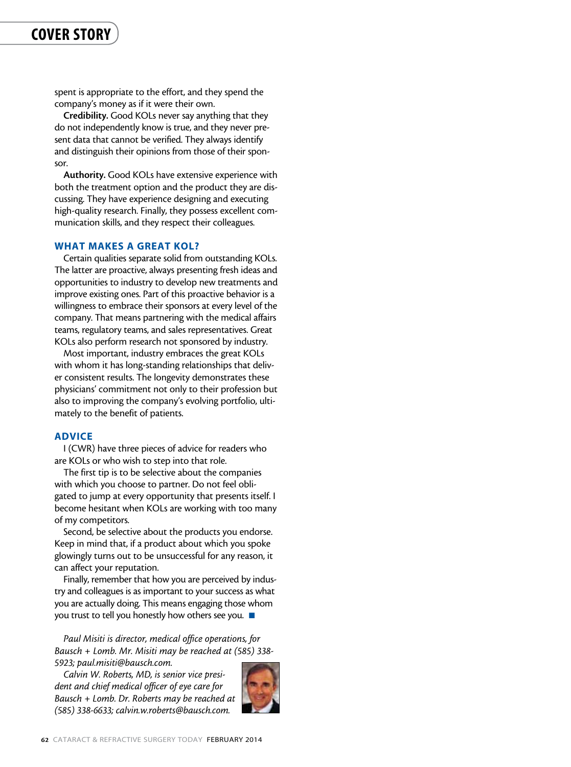spent is appropriate to the effort, and they spend the company's money as if it were their own.

**Credibility.** Good KOLs never say anything that they do not independently know is true, and they never present data that cannot be verified. They always identify and distinguish their opinions from those of their sponsor.

**Authority.** Good KOLs have extensive experience with both the treatment option and the product they are discussing. They have experience designing and executing high-quality research. Finally, they possess excellent communication skills, and they respect their colleagues.

## WHAT MAKES A GREAT KOL?

Certain qualities separate solid from outstanding KOLs. The latter are proactive, always presenting fresh ideas and opportunities to industry to develop new treatments and improve existing ones. Part of this proactive behavior is a willingness to embrace their sponsors at every level of the company. That means partnering with the medical affairs teams, regulatory teams, and sales representatives. Great KOLs also perform research not sponsored by industry.

Most important, industry embraces the great KOLs with whom it has long-standing relationships that deliver consistent results. The longevity demonstrates these physicians' commitment not only to their profession but also to improving the company's evolving portfolio, ultimately to the benefit of patients.

## ADVICE

I (CWR) have three pieces of advice for readers who are KOLs or who wish to step into that role.

The first tip is to be selective about the companies with which you choose to partner. Do not feel obligated to jump at every opportunity that presents itself. I become hesitant when KOLs are working with too many of my competitors.

Second, be selective about the products you endorse. Keep in mind that, if a product about which you spoke glowingly turns out to be unsuccessful for any reason, it can affect your reputation.

Finally, remember that how you are perceived by industry and colleagues is as important to your success as what you are actually doing. This means engaging those whom you trust to tell you honestly how others see you. ■

*Paul Misiti is director, medical office operations, for Bausch + Lomb. Mr. Misiti may be reached at (585) 338-5923; paul.misiti@bausch.com.*

*Calvin W. Roberts, MD, is senior vice president and chief medical officer of eye care for Bausch + Lomb. Dr. Roberts may be reached at (585) 338-6633; calvin.w.roberts@bausch.com.*